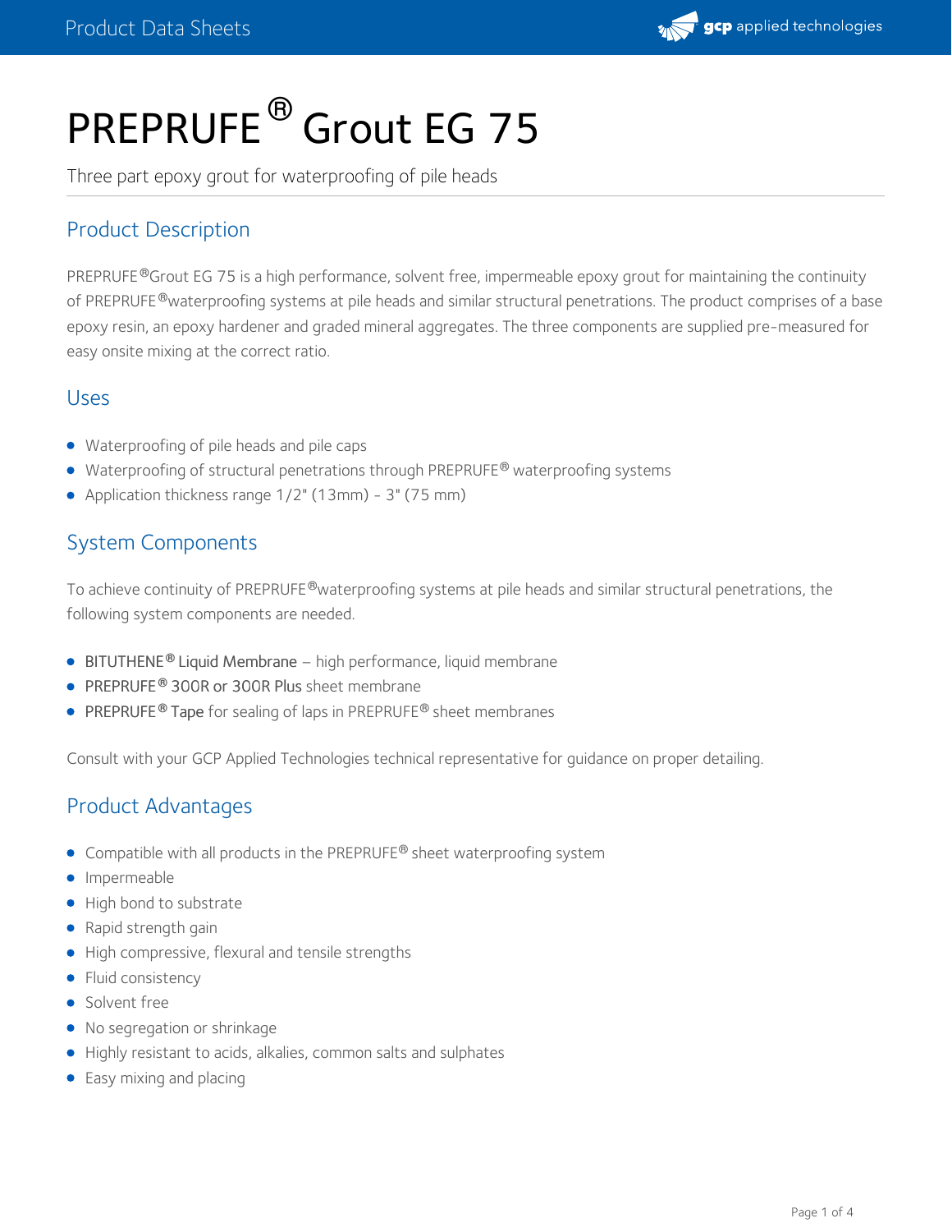# PREPRUFE® Grout EG 75

Three part epoxy grout for waterproofing of pile heads

## Product Description

PREPRUFE®Grout EG 75 is a high performance, solvent free, impermeable epoxy grout for maintaining the continuity of PREPRUFE®waterproofing systems at pile heads and similar structural penetrations. The product comprises of a base epoxy resin, an epoxy hardener and graded mineral aggregates. The three components are supplied pre-measured for easy onsite mixing at the correct ratio.

## Uses

- Waterproofing of pile heads and pile caps
- Waterproofing of structural penetrations through PREPRUFE® waterproofing systems
- Application thickness range 1/2" (13mm) - 3" (75 mm)

## System Components

To achieve continuity of PREPRUFE®waterproofing systems at pile heads and similar structural penetrations, the following system components are needed.

- BITUTHENE® Liquid Membrane – high performance, liquid membrane
- PREPRUFE® 300R or 300R Plus sheet membrane
- PREPRUFE® Tape for sealing of laps in PREPRUFE® sheet membranes

Consult with your GCP Applied Technologies technical representative for guidance on proper detailing.

## Product Advantages

- Compatible with all products in the PREPRUFE® sheet waterproofing system
- Impermeable
- High bond to substrate
- Rapid strength gain
- High compressive, flexural and tensile strengths
- Fluid consistency
- Solvent free
- No segregation or shrinkage
- Highly resistant to acids, alkalies, common salts and sulphates
- Easy mixing and placing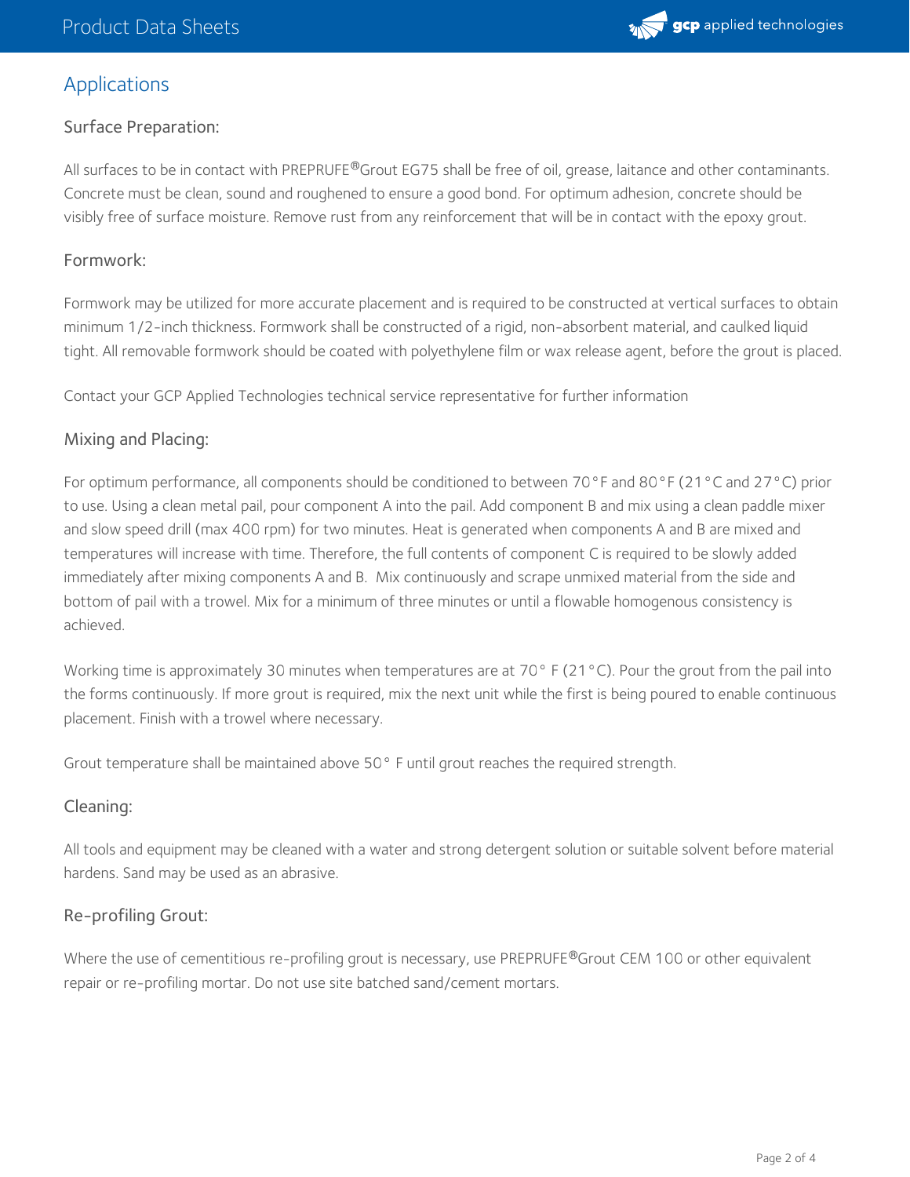## Applications

### Surface Preparation:

All surfaces to be in contact with PREPRUFE®Grout EG75 shall be free of oil, grease, laitance and other contaminants. Concrete must be clean, sound and roughened to ensure a good bond. For optimum adhesion, concrete should be visibly free of surface moisture. Remove rust from any reinforcement that will be in contact with the epoxy grout.

### Formwork:

Formwork may be utilized for more accurate placement and is required to be constructed at vertical surfaces to obtain minimum 1/2-inch thickness. Formwork shall be constructed of a rigid, non-absorbent material, and caulked liquid tight. All removable formwork should be coated with polyethylene film or wax release agent, before the grout is placed.

Contact your GCP Applied Technologies technical service representative for further information

### Mixing and Placing:

For optimum performance, all components should be conditioned to between 70°F and 80°F (21°C and 27°C) prior to use. Using a clean metal pail, pour component A into the pail. Add component B and mix using a clean paddle mixer and slow speed drill (max 400 rpm) for two minutes. Heat is generated when components A and B are mixed and temperatures will increase with time. Therefore, the full contents of component C is required to be slowly added immediately after mixing components A and B. Mix continuously and scrape unmixed material from the side and bottom of pail with a trowel. Mix for a minimum of three minutes or until a flowable homogenous consistency is achieved.

Working time is approximately 30 minutes when temperatures are at 70° F (21°C). Pour the grout from the pail into the forms continuously. If more grout is required, mix the next unit while the first is being poured to enable continuous placement. Finish with a trowel where necessary.

Grout temperature shall be maintained above 50° F until grout reaches the required strength.

### Cleaning:

All tools and equipment may be cleaned with a water and strong detergent solution or suitable solvent before material hardens. Sand may be used as an abrasive.

### Re-profiling Grout:

Where the use of cementitious re-profiling grout is necessary, use PREPRUFE®Grout CEM 100 or other equivalent repair or re-profiling mortar. Do not use site batched sand/cement mortars.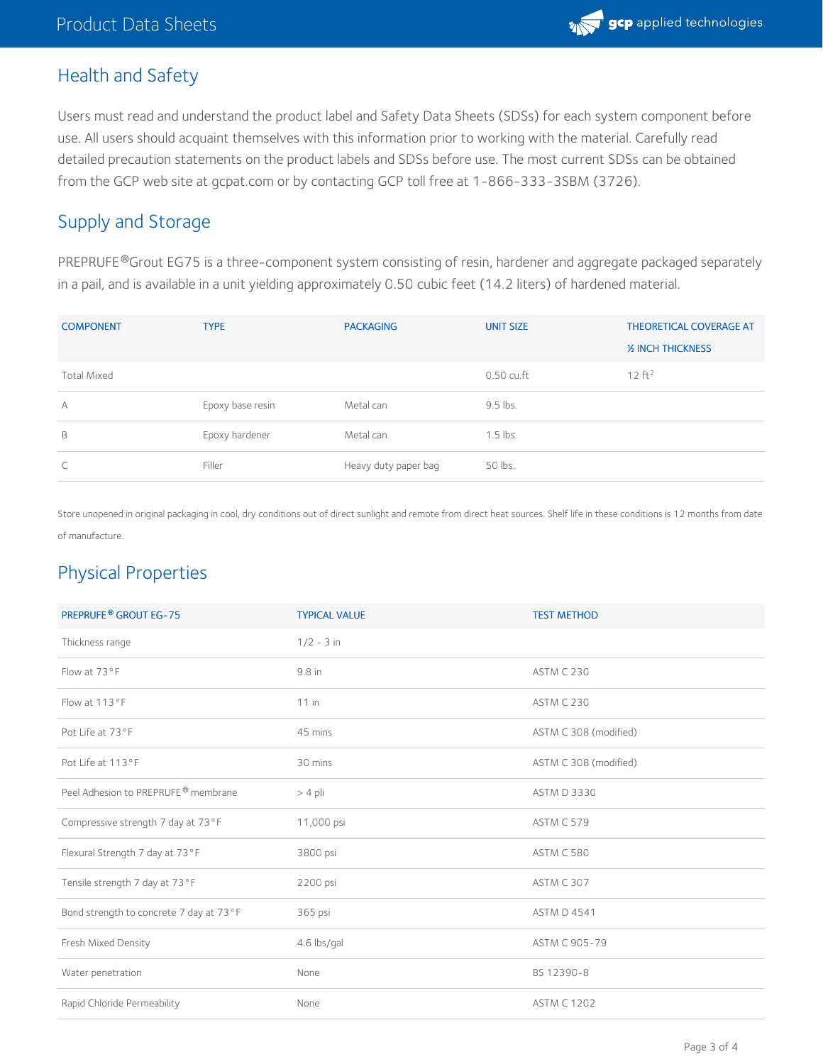## Health and Safety

Users must read and understand the product label and Safety Data Sheets (SDSs) for each system component before use. All users should acquaint themselves with this information prior to working with the material. Carefully read detailed precaution statements on the product labels and SDSs before use. The most current SDSs can be obtained from the GCP web site at gcpat.com or by contacting GCP toll free at 1-866-333-3SBM (3726).

## Supply and Storage

PREPRUFE®Grout EG75 is a three-component system consisting of resin, hardener and aggregate packaged separately in a pail, and is available in a unit yielding approximately 0.50 cubic feet (14.2 liters) of hardened material.

| COMPONENT | TYPE | PACKAGING | UNIT SIZE | THEORETICAL COVERAGE AT ½ INCH THICKNESS |
|---|---|---|---|---|
| Total Mixed | | | 0.50 cu.ft | 12 $ft^2$ |
| A | Epoxy base resin | Metal can | 9.5 lbs. | |
| B | Epoxy hardener | Metal can | 1.5 lbs. | |
| C | Filler | Heavy duty paper bag | 50 lbs. | |

Store unopened in original packaging in cool, dry conditions out of direct sunlight and remote from direct heat sources. Shelf life in these conditions is 12 months from date of manufacture.

## Physical Properties

| PREPRUFE® GROUT EG-75 | TYPICAL VALUE | TEST METHOD |
|---|---|---|
| Thickness range | 1/2 - 3 in | |
| Flow at 73°F | 9.8 in | ASTM C 230 |
| Flow at 113°F | 11 in | ASTM C 230 |
| Pot Life at 73°F | 45 mins | ASTM C 308 (modified) |
| Pot Life at 113°F | 30 mins | ASTM C 308 (modified) |
| Peel Adhesion to PREPRUFE® membrane | > 4 pli | ASTM D 3330 |
| Compressive strength 7 day at 73°F | 11,000 psi | ASTM C 579 |
| Flexural Strength 7 day at 73°F | 3800 psi | ASTM C 580 |
| Tensile strength 7 day at 73°F | 2200 psi | ASTM C 307 |
| Bond strength to concrete 7 day at 73°F | 365 psi | ASTM D 4541 |
| Fresh Mixed Density | 4.6 lbs/gal | ASTM C 905-79 |
| Water penetration | None | BS 12390-8 |
| Rapid Chloride Permeability | None | ASTM C 1202 |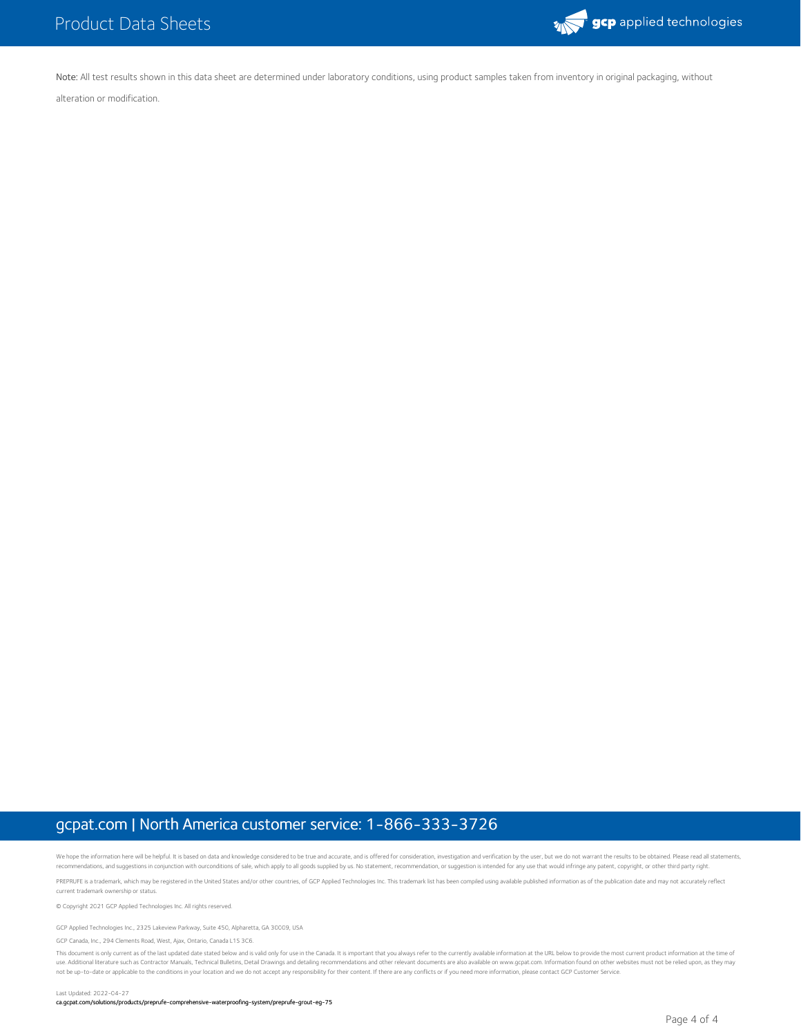Note: All test results shown in this data sheet are determined under laboratory conditions, using product samples taken from inventory in original packaging, without alteration or modification.

gcpat.com | North America customer service: 1-866-333-3726

We hope the information here will be helpful. It is based on data and knowledge considered to be true and accurate, and is offered for consideration, investigation and verification by the user, but we do not warrant the results to be obtained. Please read all statements, recommendations, and suggestions in conjunction with ourconditions of sale, which apply to all goods supplied by us. No statement, recommendation, or suggestion is intended for any use that would infringe any patent, copyright, or other third party right.

PREPRUFE is a trademark, which may be registered in the United States and/or other countries, of GCP Applied Technologies Inc. This trademark list has been compiled using available published information as of the publication date and may not accurately reflect current trademark ownership or status.

© Copyright 2021 GCP Applied Technologies Inc. All rights reserved.

GCP Applied Technologies Inc., 2325 Lakeview Parkway, Suite 450, Alpharetta, GA 30009, USA

GCP Canada, Inc., 294 Clements Road, West, Ajax, Ontario, Canada L1S 3C6.

This document is only current as of the last updated date stated below and is valid only for use in the Canada. It is important that you always refer to the currently available information at the URL below to provide the most current product information at the time of use. Additional literature such as Contractor Manuals, Technical Bulletins, Detail Drawings and detailing recommendations and other relevant documents are also available on www.gcpat.com. Information found on other websites must not be relied upon, as they may not be up-to-date or applicable to the conditions in your location and we do not accept any responsibility for their content. If there are any conflicts or if you need more information, please contact GCP Customer Service.

Last Updated: 2022-04-27

ca.gcpat.com/solutions/products/preprufe-comprehensive-waterproofing-system/preprufe-grout-eg-75